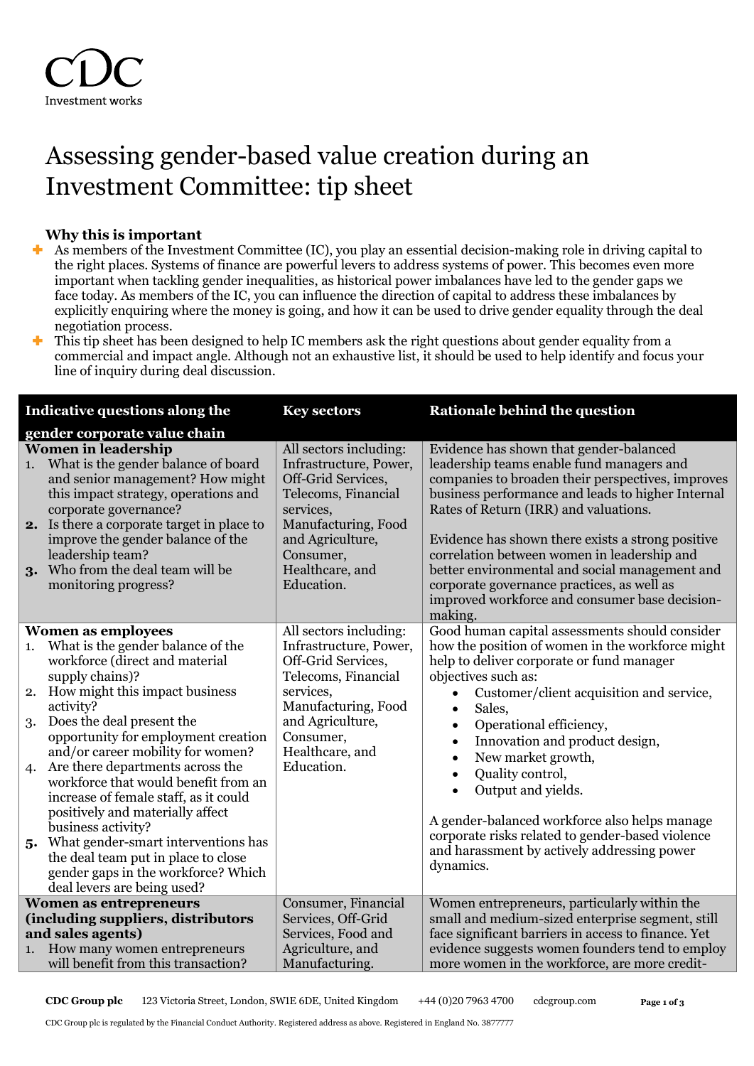CDC
Investment works

# Assessing gender-based value creation during an Investment Committee: tip sheet

**Why this is important**

- As members of the Investment Committee (IC), you play an essential decision-making role in driving capital to the right places. Systems of finance are powerful levers to address systems of power. This becomes even more important when tackling gender inequalities, as historical power imbalances have led to the gender gaps we face today. As members of the IC, you can influence the direction of capital to address these imbalances by explicitly enquiring where the money is going, and how it can be used to drive gender equality through the deal negotiation process.
- This tip sheet has been designed to help IC members ask the right questions about gender equality from a commercial and impact angle. Although not an exhaustive list, it should be used to help identify and focus your line of inquiry during deal discussion.

| Indicative questions along the gender corporate value chain | Key sectors | Rationale behind the question |
|---|---|---|
| **Women in leadership**<br>1. What is the gender balance of board and senior management? How might this impact strategy, operations and corporate governance?<br>2. Is there a corporate target in place to improve the gender balance of the leadership team?<br>3. Who from the deal team will be monitoring progress? | All sectors including: Infrastructure, Power, Off-Grid Services, Telecoms, Financial services, Manufacturing, Food and Agriculture, Consumer, Healthcare, and Education. | Evidence has shown that gender-balanced leadership teams enable fund managers and companies to broaden their perspectives, improves business performance and leads to higher Internal Rates of Return (IRR) and valuations.<br><br>Evidence has shown there exists a strong positive correlation between women in leadership and better environmental and social management and corporate governance practices, as well as improved workforce and consumer base decision-making. |
| **Women as employees**<br>1. What is the gender balance of the workforce (direct and material supply chains)?<br>2. How might this impact business activity?<br>3. Does the deal present the opportunity for employment creation and/or career mobility for women?<br>4. Are there departments across the workforce that would benefit from an increase of female staff, as it could positively and materially affect business activity?<br>5. What gender-smart interventions has the deal team put in place to close gender gaps in the workforce? Which deal levers are being used? | All sectors including: Infrastructure, Power, Off-Grid Services, Telecoms, Financial services, Manufacturing, Food and Agriculture, Consumer, Healthcare, and Education. | Good human capital assessments should consider how the position of women in the workforce might help to deliver corporate or fund manager objectives such as:<br>• Customer/client acquisition and service,<br>• Sales,<br>• Operational efficiency,<br>• Innovation and product design,<br>• New market growth,<br>• Quality control,<br>• Output and yields.<br><br>A gender-balanced workforce also helps manage corporate risks related to gender-based violence and harassment by actively addressing power dynamics. |
| **Women as entrepreneurs (including suppliers, distributors and sales agents)**<br>1. How many women entrepreneurs will benefit from this transaction? | Consumer, Financial Services, Off-Grid Services, Food and Agriculture, and Manufacturing. | Women entrepreneurs, particularly within the small and medium-sized enterprise segment, still face significant barriers in access to finance. Yet evidence suggests women founders tend to employ more women in the workforce, are more credit- |

**CDC Group plc** 123 Victoria Street, London, SW1E 6DE, United Kingdom +44 (0)20 7963 4700 cdcgroup.com

CDC Group plc is regulated by the Financial Conduct Authority. Registered address as above. Registered in England No. 3877777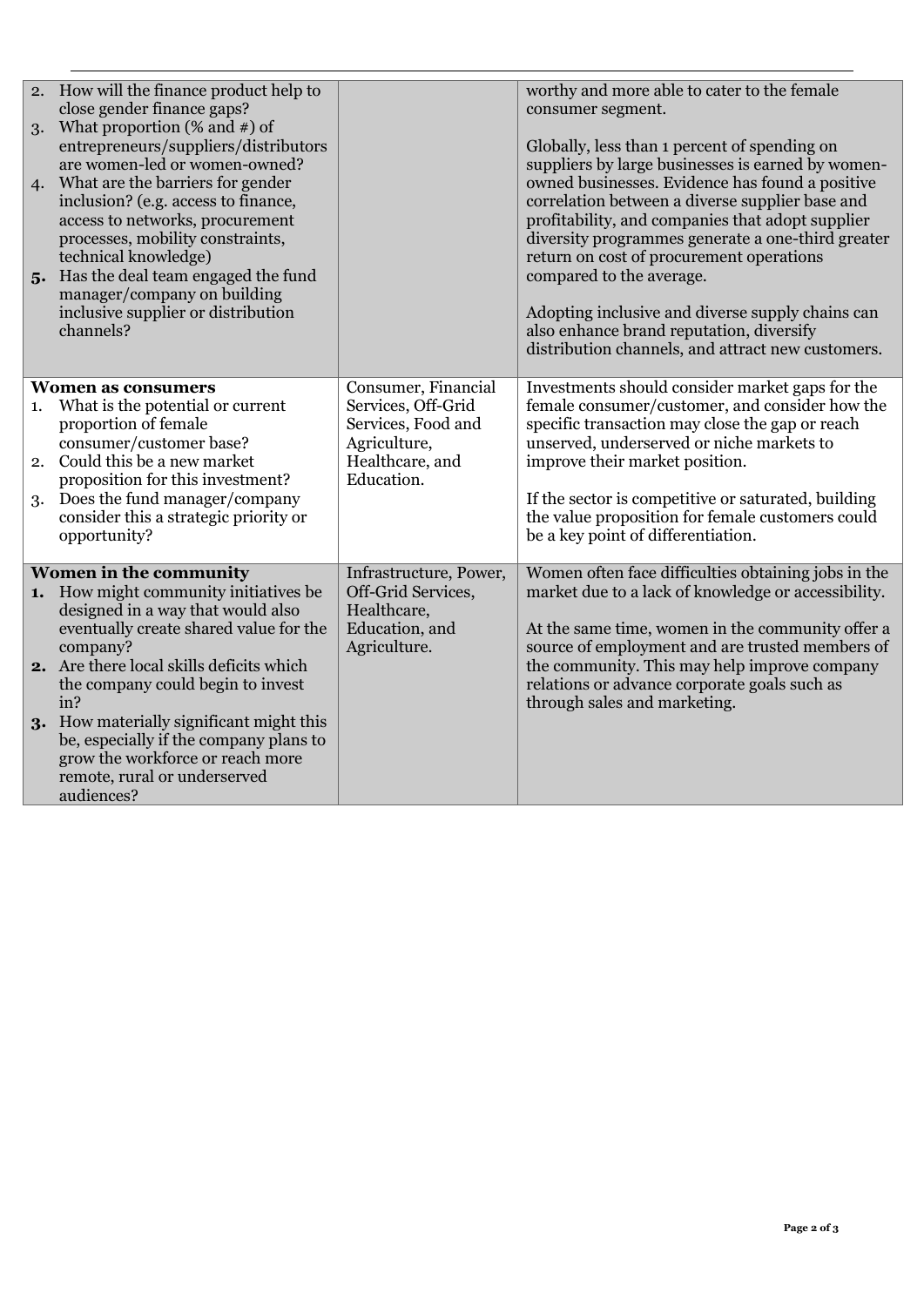| | | |
|---|---|---|
| 2. How will the finance product help to close gender finance gaps?<br>3. What proportion (% and #) of entrepreneurs/suppliers/distributors are women-led or women-owned?<br>4. What are the barriers for gender inclusion? (e.g. access to finance, access to networks, procurement processes, mobility constraints, technical knowledge)<br>**5.** Has the deal team engaged the fund manager/company on building inclusive supplier or distribution channels? | | worthy and more able to cater to the female consumer segment.<br><br>Globally, less than 1 percent of spending on suppliers by large businesses is earned by women-owned businesses. Evidence has found a positive correlation between a diverse supplier base and profitability, and companies that adopt supplier diversity programmes generate a one-third greater return on cost of procurement operations compared to the average.<br><br>Adopting inclusive and diverse supply chains can also enhance brand reputation, diversify distribution channels, and attract new customers. |
| **Women as consumers**<br>1. What is the potential or current proportion of female consumer/customer base?<br>2. Could this be a new market proposition for this investment?<br>3. Does the fund manager/company consider this a strategic priority or opportunity? | Consumer, Financial Services, Off-Grid Services, Food and Agriculture, Healthcare, and Education. | Investments should consider market gaps for the female consumer/customer, and consider how the specific transaction may close the gap or reach unserved, underserved or niche markets to improve their market position.<br><br>If the sector is competitive or saturated, building the value proposition for female customers could be a key point of differentiation. |
| **Women in the community**<br>**1.** How might community initiatives be designed in a way that would also eventually create shared value for the company?<br>**2.** Are there local skills deficits which the company could begin to invest in?<br>**3.** How materially significant might this be, especially if the company plans to grow the workforce or reach more remote, rural or underserved audiences? | Infrastructure, Power, Off-Grid Services, Healthcare, Education, and Agriculture. | Women often face difficulties obtaining jobs in the market due to a lack of knowledge or accessibility.<br><br>At the same time, women in the community offer a source of employment and are trusted members of the community. This may help improve company relations or advance corporate goals such as through sales and marketing. |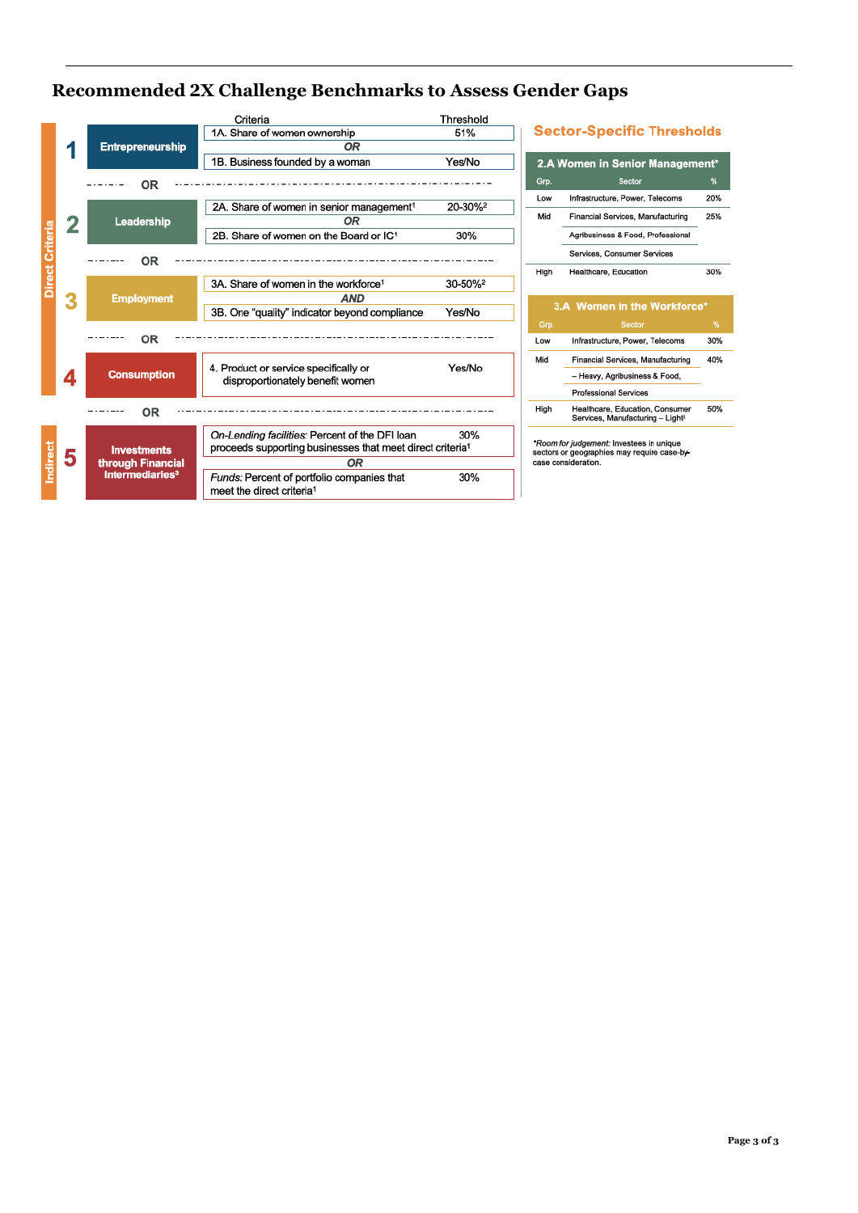# Recommended 2X Challenge Benchmarks to Assess Gender Gaps

| | | | Criteria | Threshold |
|---|---|---|---|---|
| Direct Criteria | 1 | Entrepreneurship | 1A. Share of women ownership | 51% |
| | | | *OR* | |
| | | | 1B. Business founded by a woman | Yes/No |
| | | OR | | |
| | 2 | Leadership | 2A. Share of women in senior management[1] | 20-30%[2] |
| | | | *OR* | |
| | | | 2B. Share of women on the Board or IC[1] | 30% |
| | | OR | | |
| | 3 | Employment | 3A. Share of women in the workforce[1] | 30-50%[2] |
| | | | *AND* | |
| | | | 3B. One "quality" indicator beyond compliance | Yes/No |
| | | OR | | |
| | 4 | Consumption | 4. Product or service specifically or disproportionately benefit women | Yes/No |
| | | OR | | |
| Indirect | 5 | Investments through Financial Intermediaries[3] | *On-Lending facilities:* Percent of the DFI loan proceeds supporting businesses that meet direct criteria[1] | 30% |
| | | | *OR* | |
| | | | *Funds:* Percent of portfolio companies that meet the direct criteria[1] | 30% |

## Sector-Specific Thresholds

**2.A Women in Senior Management***

| Grp. | Sector | % |
|---|---|---|
| Low | Infrastructure, Power, Telecoms | 20% |
| Mid | Financial Services, Manufacturing; Agribusiness & Food, Professional Services, Consumer Services | 25% |
| High | Healthcare, Education | 30% |

**3.A Women in the Workforce***

| Grp. | Sector | % |
|---|---|---|
| Low | Infrastructure, Power, Telecoms | 30% |
| Mid | Financial Services, Manufacturing – Heavy, Agribusiness & Food, Professional Services | 40% |
| High | Healthcare, Education, Consumer Services, Manufacturing – Light[1] | 50% |

**Room for judgement:* Investees in unique sectors or geographies may require case-by-case consideration.